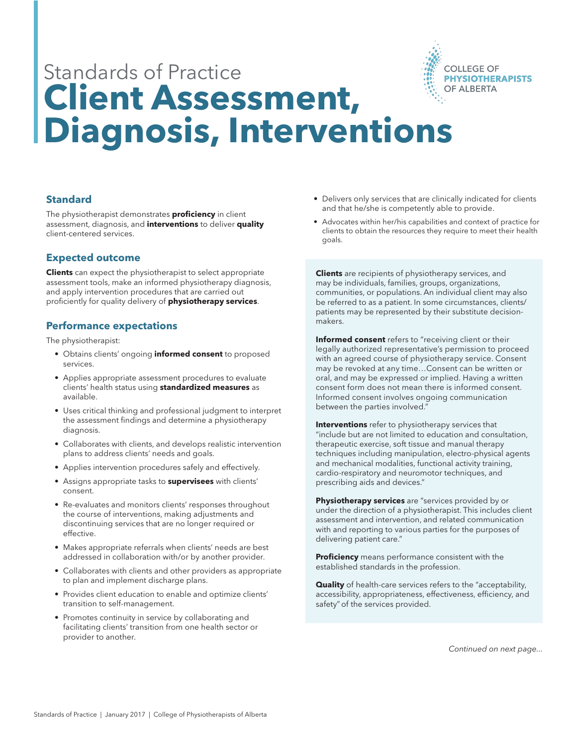Standards of Practice

# Client Assessment, Diagnosis, Interventions

COLLEGE OF **PHYSIOTHERAPISTS** OF ALBERTA

## Standard

The physiotherapist demonstrates **proficiency** in client assessment, diagnosis, and **interventions** to deliver **quality** client-centered services.

## Expected outcome

**Clients** can expect the physiotherapist to select appropriate assessment tools, make an informed physiotherapy diagnosis, and apply intervention procedures that are carried out proficiently for quality delivery of **physiotherapy services**.

## Performance expectations

The physiotherapist:

- Obtains clients' ongoing **informed consent** to proposed services.
- Applies appropriate assessment procedures to evaluate clients' health status using **standardized measures** as available.
- Uses critical thinking and professional judgment to interpret the assessment findings and determine a physiotherapy diagnosis.
- Collaborates with clients, and develops realistic intervention plans to address clients' needs and goals.
- Applies intervention procedures safely and effectively.
- Assigns appropriate tasks to **supervisees** with clients' consent.
- Re-evaluates and monitors clients' responses throughout the course of interventions, making adjustments and discontinuing services that are no longer required or effective.
- Makes appropriate referrals when clients' needs are best addressed in collaboration with/or by another provider.
- Collaborates with clients and other providers as appropriate to plan and implement discharge plans.
- Provides client education to enable and optimize clients' transition to self-management.
- Promotes continuity in service by collaborating and facilitating clients' transition from one health sector or provider to another.
- Delivers only services that are clinically indicated for clients and that he/she is competently able to provide.
- Advocates within her/his capabilities and context of practice for clients to obtain the resources they require to meet their health goals.

**Clients** are recipients of physiotherapy services, and may be individuals, families, groups, organizations, communities, or populations. An individual client may also be referred to as a patient. In some circumstances, clients/patients may be represented by their substitute decision-makers.

**Informed consent** refers to "receiving client or their legally authorized representative's permission to proceed with an agreed course of physiotherapy service. Consent may be revoked at any time…Consent can be written or oral, and may be expressed or implied. Having a written consent form does not mean there is informed consent. Informed consent involves ongoing communication between the parties involved."

**Interventions** refer to physiotherapy services that "include but are not limited to education and consultation, therapeutic exercise, soft tissue and manual therapy techniques including manipulation, electro-physical agents and mechanical modalities, functional activity training, cardio-respiratory and neuromotor techniques, and prescribing aids and devices."

**Physiotherapy services** are "services provided by or under the direction of a physiotherapist. This includes client assessment and intervention, and related communication with and reporting to various parties for the purposes of delivering patient care."

**Proficiency** means performance consistent with the established standards in the profession.

**Quality** of health-care services refers to the "acceptability, accessibility, appropriateness, effectiveness, efficiency, and safety" of the services provided.

*Continued on next page...*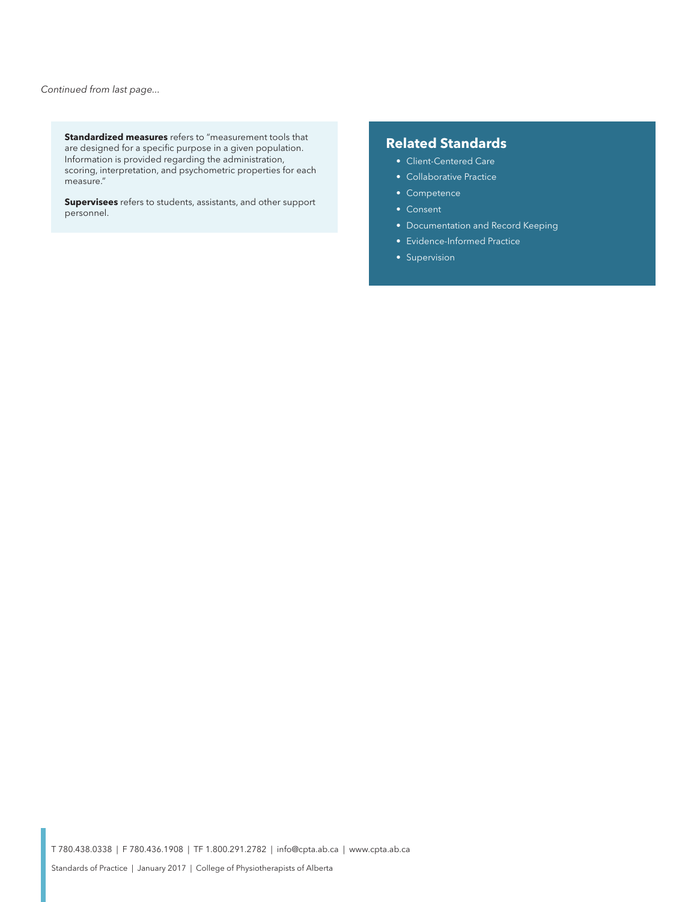*Continued from last page...*

**Standardized measures** refers to "measurement tools that are designed for a specific purpose in a given population. Information is provided regarding the administration, scoring, interpretation, and psychometric properties for each measure."

**Supervisees** refers to students, assistants, and other support personnel.

## Related Standards

- Client-Centered Care
- Collaborative Practice
- Competence
- Consent
- Documentation and Record Keeping
- Evidence-Informed Practice
- Supervision